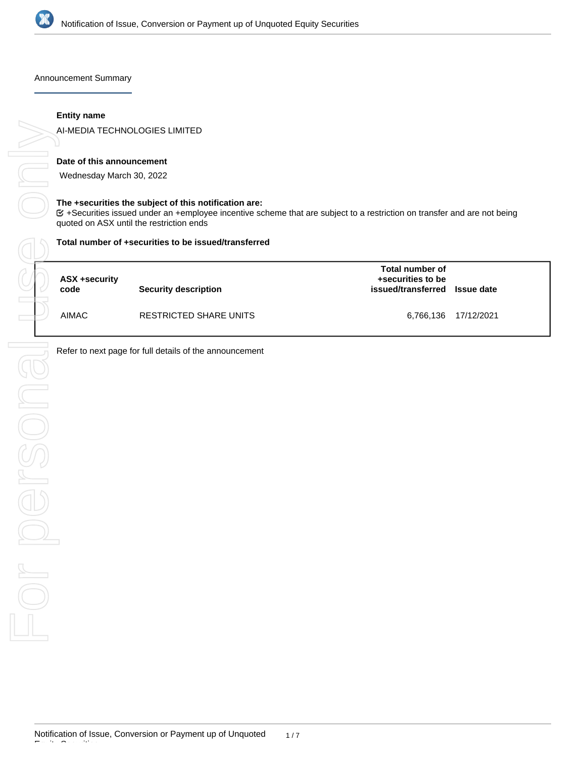## Announcement Summary

**Entity name**

AI-MEDIA TECHNOLOGIES LIMITED

**Date of this announcement**

Wednesday March 30, 2022

**The +securities the subject of this notification are:**

☑ +Securities issued under an +employee incentive scheme that are subject to a restriction on transfer and are not being quoted on ASX until the restriction ends

**Total number of +securities to be issued/transferred**

| ASX +security code | Security description | Total number of +securities to be issued/transferred | Issue date |
|---|---|---|---|
| AIMAC | RESTRICTED SHARE UNITS | 6,766,136 | 17/12/2021 |

Refer to next page for full details of the announcement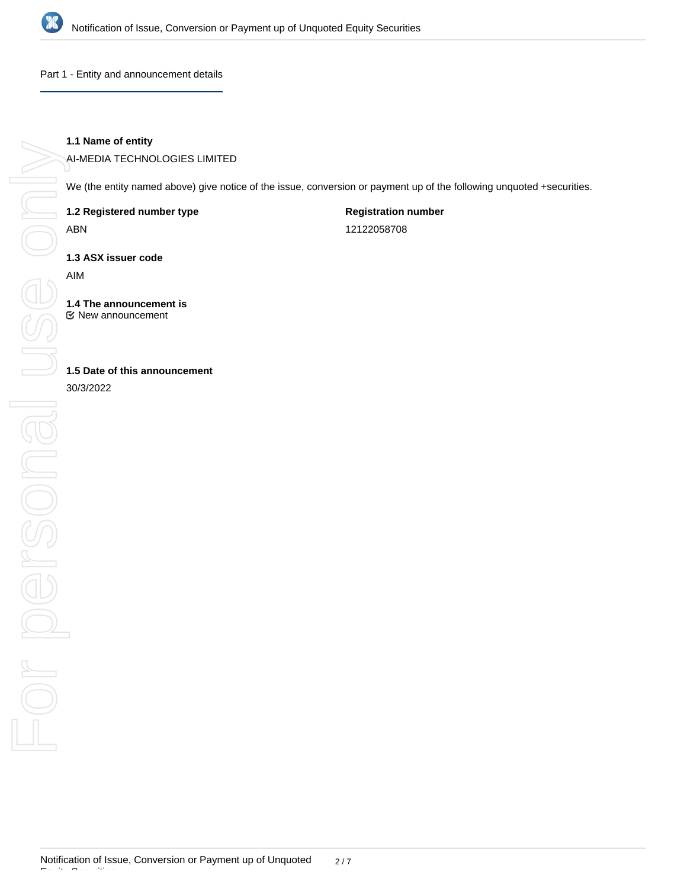## Part 1 - Entity and announcement details

**1.1 Name of entity**

AI-MEDIA TECHNOLOGIES LIMITED

We (the entity named above) give notice of the issue, conversion or payment up of the following unquoted +securities.

**1.2 Registered number type**

ABN

**Registration number**

12122058708

**1.3 ASX issuer code**

AIM

**1.4 The announcement is**

☑ New announcement

**1.5 Date of this announcement**

30/3/2022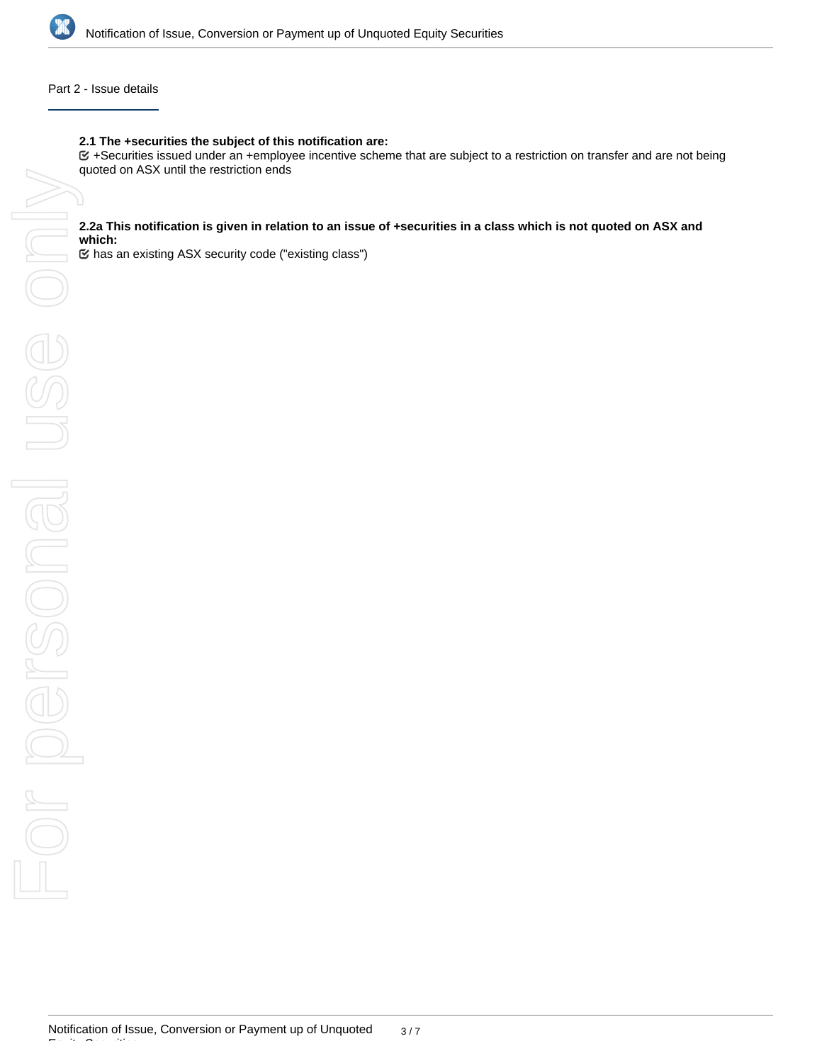## Part 2 - Issue details

**2.1 The +securities the subject of this notification are:**

☑ +Securities issued under an +employee incentive scheme that are subject to a restriction on transfer and are not being quoted on ASX until the restriction ends

**2.2a This notification is given in relation to an issue of +securities in a class which is not quoted on ASX and which:**

☑ has an existing ASX security code ("existing class")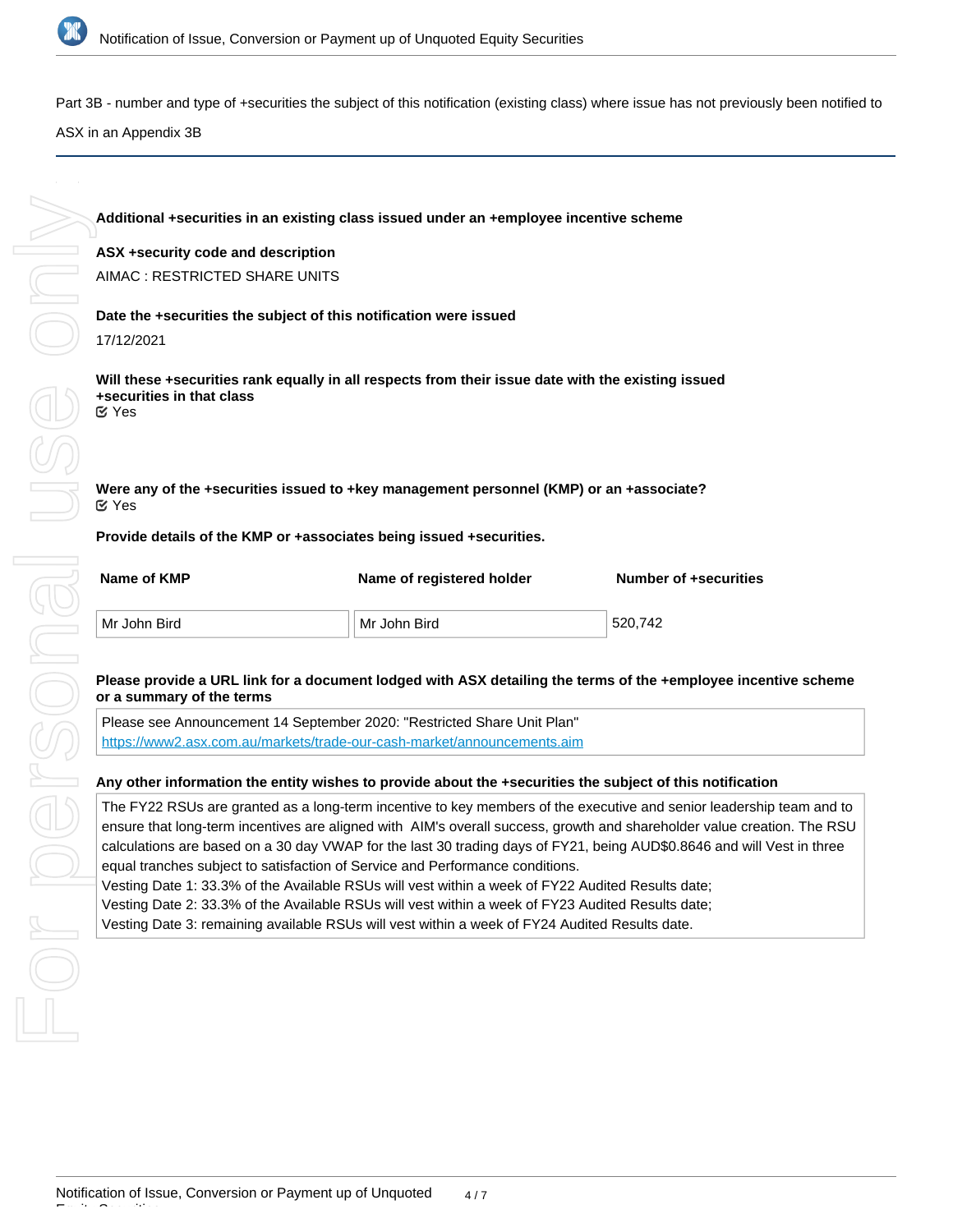Part 3B - number and type of +securities the subject of this notification (existing class) where issue has not previously been notified to ASX in an Appendix 3B

**Additional +securities in an existing class issued under an +employee incentive scheme**

**ASX +security code and description**

AIMAC : RESTRICTED SHARE UNITS

**Date the +securities the subject of this notification were issued**

17/12/2021

**Will these +securities rank equally in all respects from their issue date with the existing issued +securities in that class**

Yes

**Were any of the +securities issued to +key management personnel (KMP) or an +associate?**

Yes

**Provide details of the KMP or +associates being issued +securities.**

| Name of KMP | Name of registered holder | Number of +securities |
|---|---|---|
| Mr John Bird | Mr John Bird | 520,742 |

**Please provide a URL link for a document lodged with ASX detailing the terms of the +employee incentive scheme or a summary of the terms**

Please see Announcement 14 September 2020: "Restricted Share Unit Plan"
https://www2.asx.com.au/markets/trade-our-cash-market/announcements.aim

**Any other information the entity wishes to provide about the +securities the subject of this notification**

The FY22 RSUs are granted as a long-term incentive to key members of the executive and senior leadership team and to ensure that long-term incentives are aligned with AIM's overall success, growth and shareholder value creation. The RSU calculations are based on a 30 day VWAP for the last 30 trading days of FY21, being AUD$0.8646 and will Vest in three equal tranches subject to satisfaction of Service and Performance conditions.
Vesting Date 1: 33.3% of the Available RSUs will vest within a week of FY22 Audited Results date;
Vesting Date 2: 33.3% of the Available RSUs will vest within a week of FY23 Audited Results date;
Vesting Date 3: remaining available RSUs will vest within a week of FY24 Audited Results date.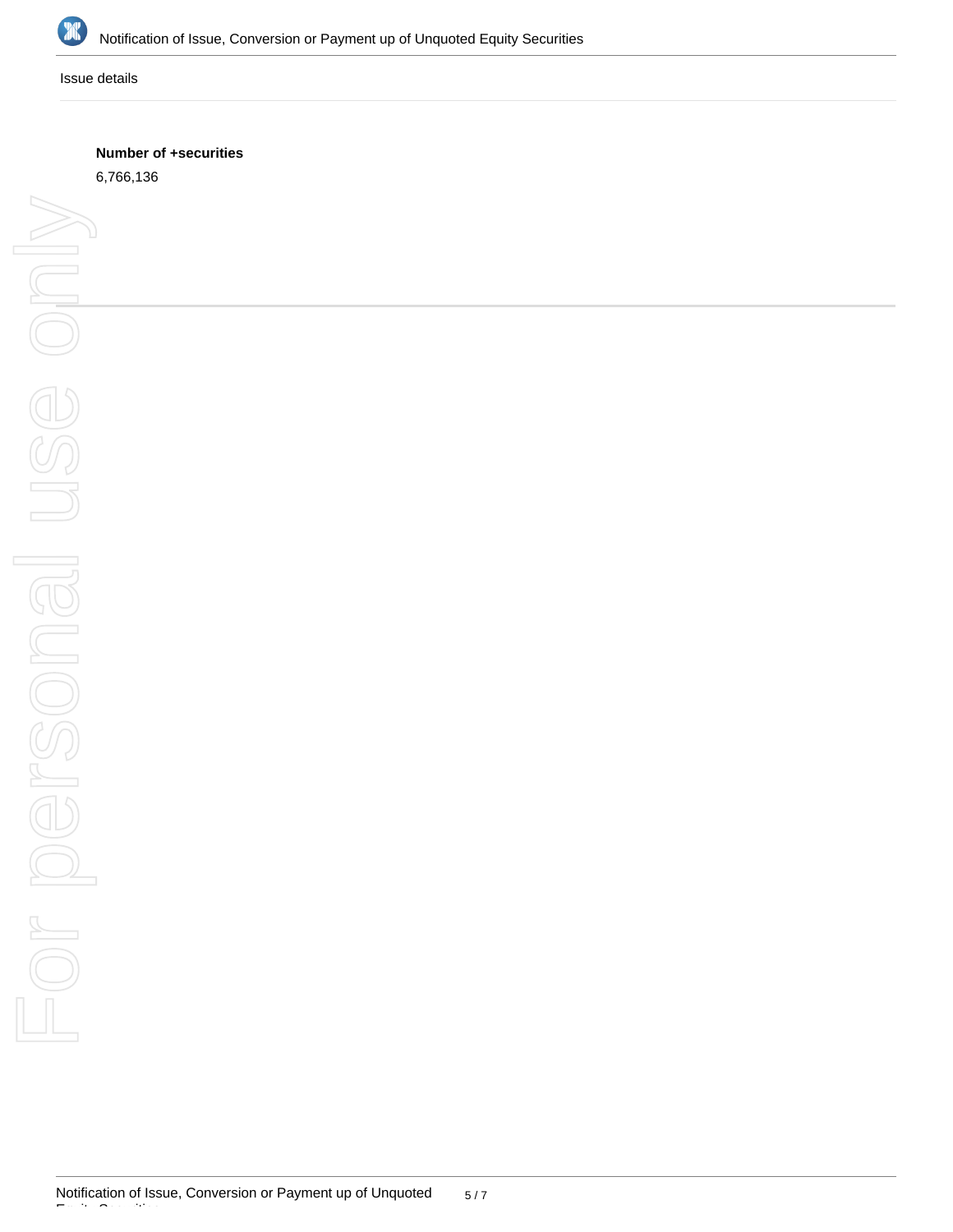Issue details

**Number of +securities**

6,766,136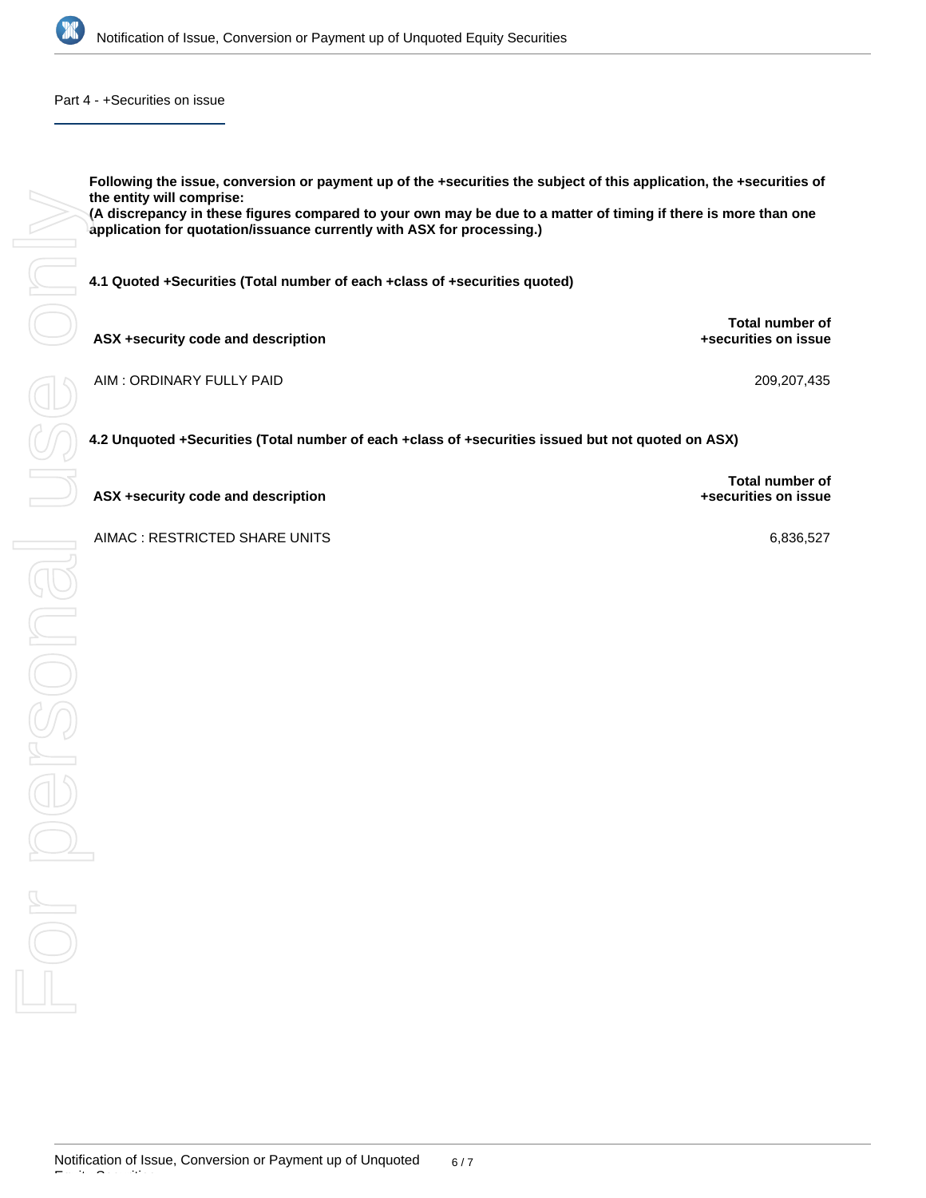## Part 4 - +Securities on issue

**Following the issue, conversion or payment up of the +securities the subject of this application, the +securities of the entity will comprise:**
**(A discrepancy in these figures compared to your own may be due to a matter of timing if there is more than one application for quotation/issuance currently with ASX for processing.)**

**4.1 Quoted +Securities (Total number of each +class of +securities quoted)**

| ASX +security code and description | Total number of +securities on issue |
|---|---|
| AIM : ORDINARY FULLY PAID | 209,207,435 |

**4.2 Unquoted +Securities (Total number of each +class of +securities issued but not quoted on ASX)**

| ASX +security code and description | Total number of +securities on issue |
|---|---|
| AIMAC : RESTRICTED SHARE UNITS | 6,836,527 |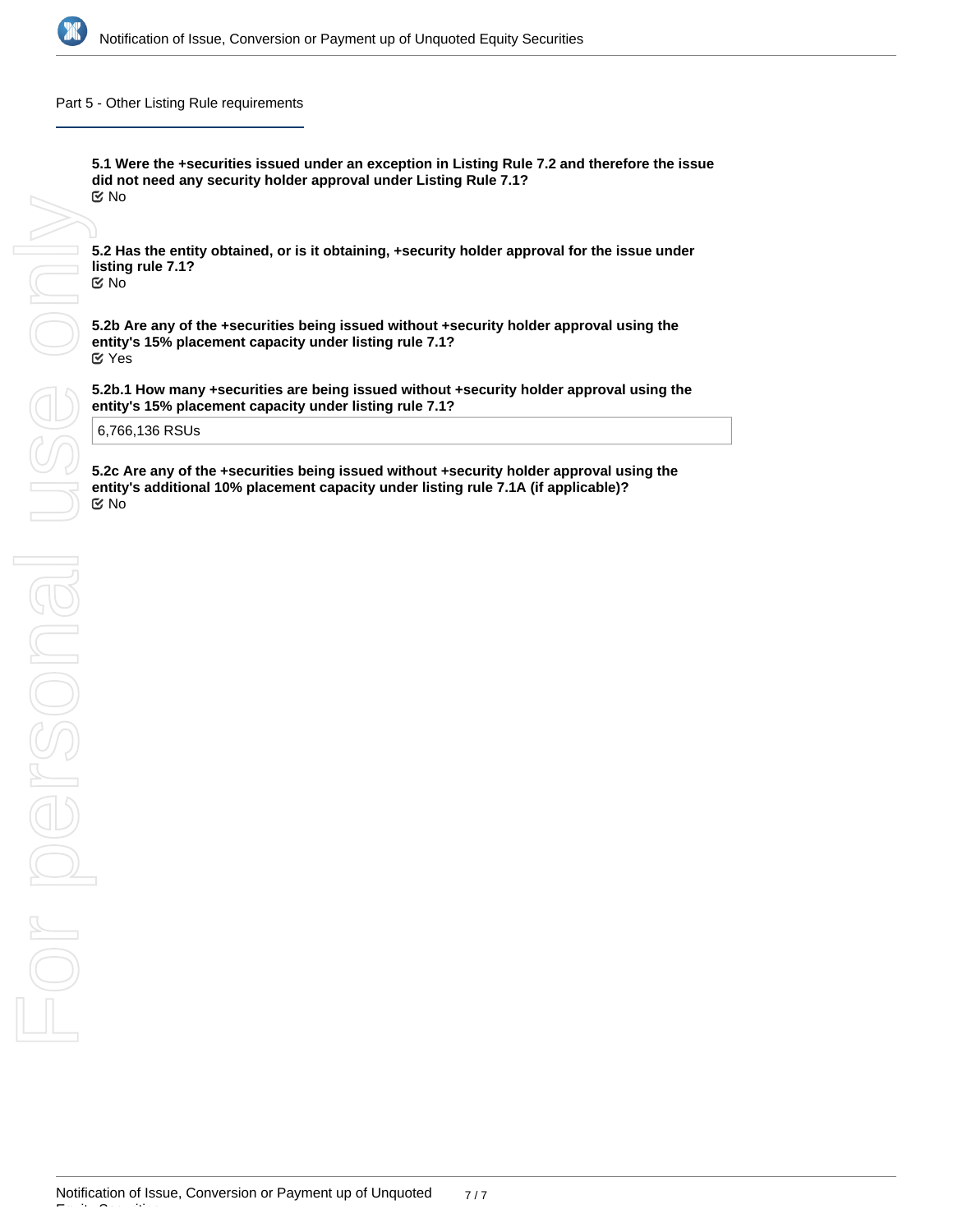## Part 5 - Other Listing Rule requirements

**5.1 Were the +securities issued under an exception in Listing Rule 7.2 and therefore the issue did not need any security holder approval under Listing Rule 7.1?**

No

**5.2 Has the entity obtained, or is it obtaining, +security holder approval for the issue under listing rule 7.1?**

No

**5.2b Are any of the +securities being issued without +security holder approval using the entity's 15% placement capacity under listing rule 7.1?**

Yes

**5.2b.1 How many +securities are being issued without +security holder approval using the entity's 15% placement capacity under listing rule 7.1?**

6,766,136 RSUs

**5.2c Are any of the +securities being issued without +security holder approval using the entity's additional 10% placement capacity under listing rule 7.1A (if applicable)?**

No